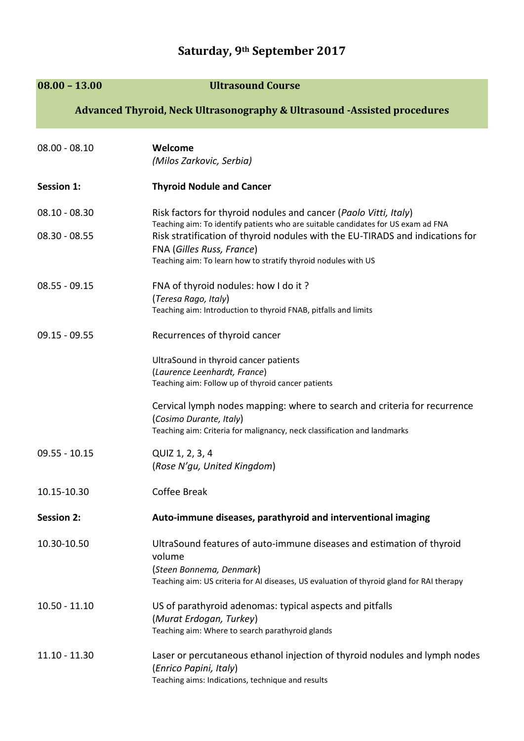# Saturday, 9th September 2017

## 08.00 – 13.00 Ultrasound Course

## Advanced Thyroid, Neck Ultrasonography & Ultrasound -Assisted procedures

08.00 - 08.10 **Welcome**
*(Milos Zarkovic, Serbia)*

**Session 1: Thyroid Nodule and Cancer**

08.10 - 08.30 Risk factors for thyroid nodules and cancer (*Paolo Vitti, Italy*)
Teaching aim: To identify patients who are suitable candidates for US exam ad FNA

08.30 - 08.55 Risk stratification of thyroid nodules with the EU-TIRADS and indications for FNA (*Gilles Russ, France*)
Teaching aim: To learn how to stratify thyroid nodules with US

08.55 - 09.15 FNA of thyroid nodules: how I do it ?
(*Teresa Rago, Italy*)
Teaching aim: Introduction to thyroid FNAB, pitfalls and limits

09.15 - 09.55 Recurrences of thyroid cancer

UltraSound in thyroid cancer patients
(*Laurence Leenhardt, France*)
Teaching aim: Follow up of thyroid cancer patients

Cervical lymph nodes mapping: where to search and criteria for recurrence
(*Cosimo Durante, Italy*)
Teaching aim: Criteria for malignancy, neck classification and landmarks

09.55 - 10.15 QUIZ 1, 2, 3, 4
(*Rose N'gu, United Kingdom*)

10.15-10.30 Coffee Break

**Session 2: Auto-immune diseases, parathyroid and interventional imaging**

10.30-10.50 UltraSound features of auto-immune diseases and estimation of thyroid volume
(*Steen Bonnema, Denmark*)
Teaching aim: US criteria for AI diseases, US evaluation of thyroid gland for RAI therapy

10.50 - 11.10 US of parathyroid adenomas: typical aspects and pitfalls
(*Murat Erdogan, Turkey*)
Teaching aim: Where to search parathyroid glands

11.10 - 11.30 Laser or percutaneous ethanol injection of thyroid nodules and lymph nodes
(*Enrico Papini, Italy*)
Teaching aims: Indications, technique and results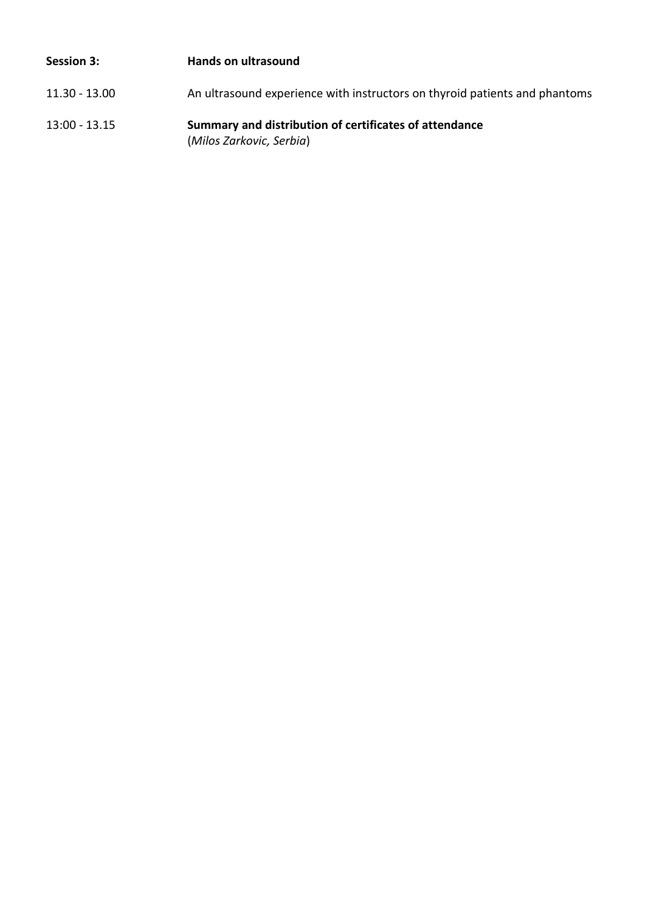**Session 3:** **Hands on ultrasound**

11.30 - 13.00 An ultrasound experience with instructors on thyroid patients and phantoms

13:00 - 13.15 **Summary and distribution of certificates of attendance**
(*Milos Zarkovic, Serbia*)